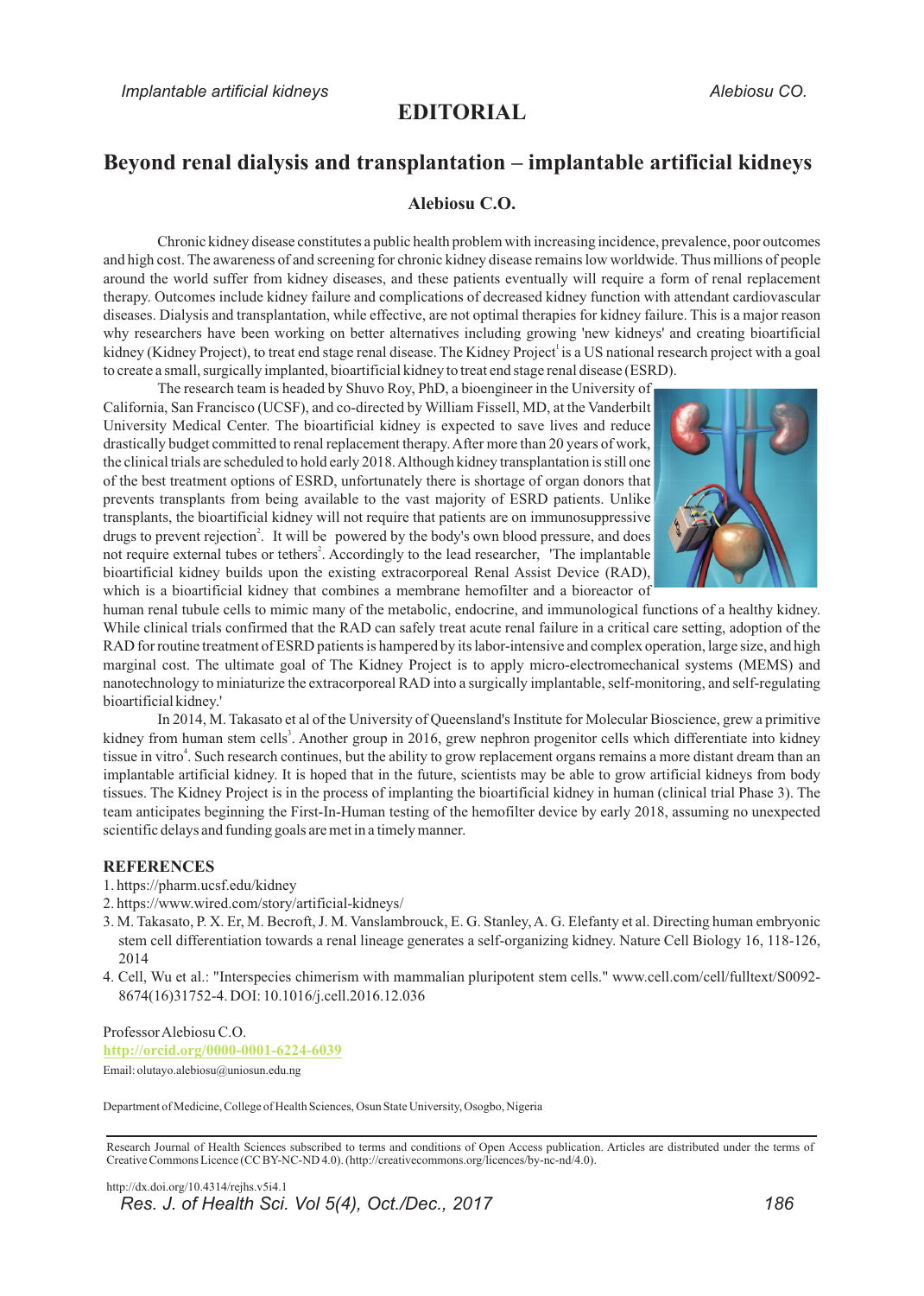# EDITORIAL

## Beyond renal dialysis and transplantation – implantable artificial kidneys

**Alebiosu C.O.**

Chronic kidney disease constitutes a public health problem with increasing incidence, prevalence, poor outcomes and high cost. The awareness of and screening for chronic kidney disease remains low worldwide. Thus millions of people around the world suffer from kidney diseases, and these patients eventually will require a form of renal replacement therapy. Outcomes include kidney failure and complications of decreased kidney function with attendant cardiovascular diseases. Dialysis and transplantation, while effective, are not optimal therapies for kidney failure. This is a major reason why researchers have been working on better alternatives including growing 'new kidneys' and creating bioartificial kidney (Kidney Project), to treat end stage renal disease. The Kidney Project[1] is a US national research project with a goal to create a small, surgically implanted, bioartificial kidney to treat end stage renal disease (ESRD).

The research team is headed by Shuvo Roy, PhD, a bioengineer in the University of California, San Francisco (UCSF), and co-directed by William Fissell, MD, at the Vanderbilt University Medical Center. The bioartificial kidney is expected to save lives and reduce drastically budget committed to renal replacement therapy. After more than 20 years of work, the clinical trials are scheduled to hold early 2018. Although kidney transplantation is still one of the best treatment options of ESRD, unfortunately there is shortage of organ donors that prevents transplants from being available to the vast majority of ESRD patients. Unlike transplants, the bioartificial kidney will not require that patients are on immunosuppressive drugs to prevent rejection[2]. It will be powered by the body's own blood pressure, and does not require external tubes or tethers[2]. Accordingly to the lead researcher, 'The implantable bioartificial kidney builds upon the existing extracorporeal Renal Assist Device (RAD), which is a bioartificial kidney that combines a membrane hemofilter and a bioreactor of human renal tubule cells to mimic many of the metabolic, endocrine, and immunological functions of a healthy kidney. While clinical trials confirmed that the RAD can safely treat acute renal failure in a critical care setting, adoption of the RAD for routine treatment of ESRD patients is hampered by its labor-intensive and complex operation, large size, and high marginal cost. The ultimate goal of The Kidney Project is to apply micro-electromechanical systems (MEMS) and nanotechnology to miniaturize the extracorporeal RAD into a surgically implantable, self-monitoring, and self-regulating bioartificial kidney.'

In 2014, M. Takasato et al of the University of Queensland's Institute for Molecular Bioscience, grew a primitive kidney from human stem cells[3]. Another group in 2016, grew nephron progenitor cells which differentiate into kidney tissue in vitro[4]. Such research continues, but the ability to grow replacement organs remains a more distant dream than an implantable artificial kidney. It is hoped that in the future, scientists may be able to grow artificial kidneys from body tissues. The Kidney Project is in the process of implanting the bioartificial kidney in human (clinical trial Phase 3). The team anticipates beginning the First-In-Human testing of the hemofilter device by early 2018, assuming no unexpected scientific delays and funding goals are met in a timely manner.

### REFERENCES

1. https://pharm.ucsf.edu/kidney
2. https://www.wired.com/story/artificial-kidneys/
3. M. Takasato, P. X. Er, M. Becroft, J. M. Vanslambrouck, E. G. Stanley, A. G. Elefanty et al. Directing human embryonic stem cell differentiation towards a renal lineage generates a self-organizing kidney. Nature Cell Biology 16, 118-126, 2014
4. Cell, Wu et al.: "Interspecies chimerism with mammalian pluripotent stem cells." www.cell.com/cell/fulltext/S0092-8674(16)31752-4. DOI: 10.1016/j.cell.2016.12.036

Professor Alebiosu C.O.
http://orcid.org/0000-0001-6224-6039
Email: olutayo.alebiosu@uniosun.edu.ng

Department of Medicine, College of Health Sciences, Osun State University, Osogbo, Nigeria

Research Journal of Health Sciences subscribed to terms and conditions of Open Access publication. Articles are distributed under the terms of Creative Commons Licence (CC BY-NC-ND 4.0). (http://creativecommons.org/licences/by-nc-nd/4.0).

http://dx.doi.org/10.4314/rejhs.v5i4.1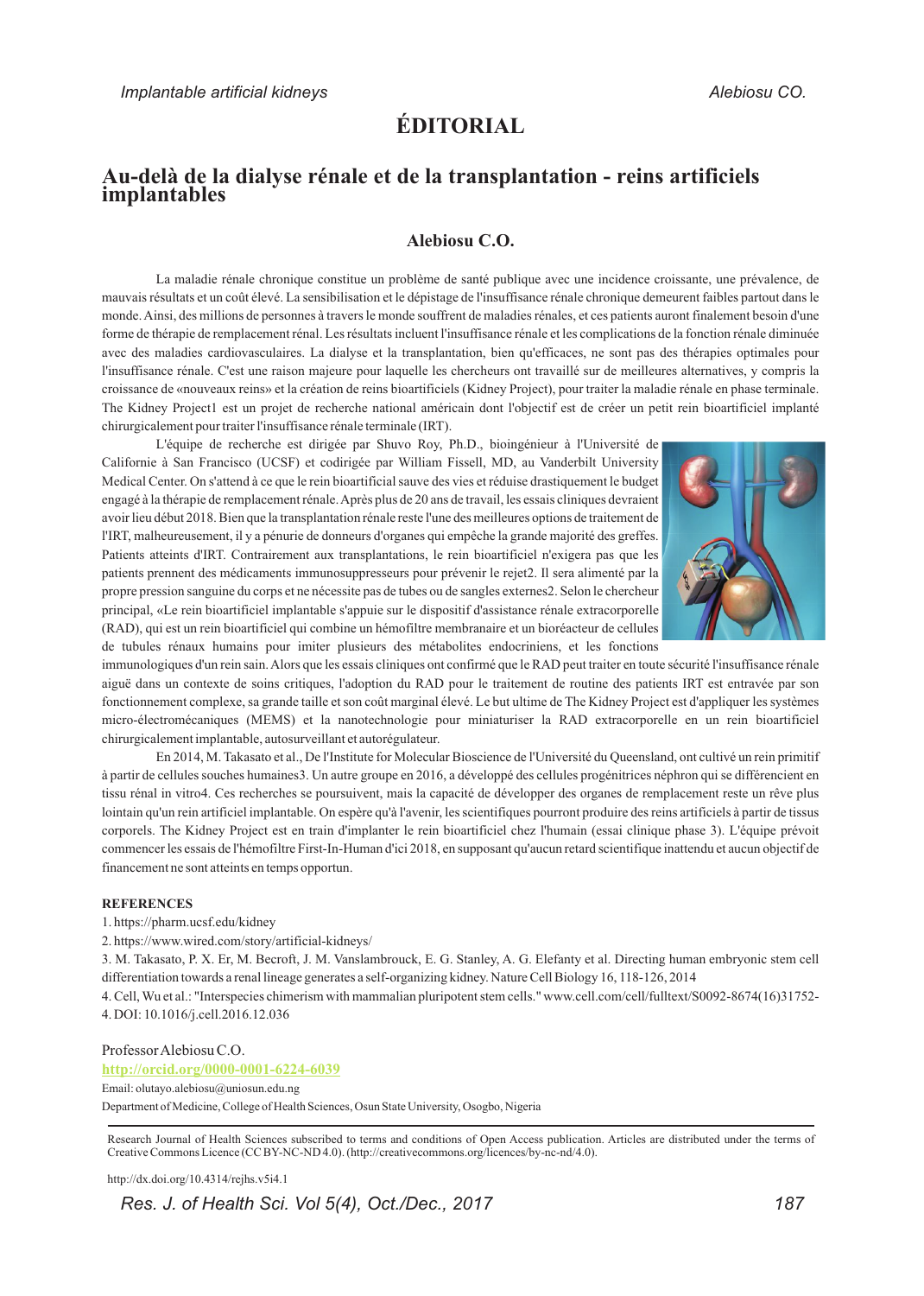# ÉDITORIAL

## Au-delà de la dialyse rénale et de la transplantation - reins artificiels implantables

**Alebiosu C.O.**

La maladie rénale chronique constitue un problème de santé publique avec une incidence croissante, une prévalence, de mauvais résultats et un coût élevé. La sensibilisation et le dépistage de l'insuffisance rénale chronique demeurent faibles partout dans le monde. Ainsi, des millions de personnes à travers le monde souffrent de maladies rénales, et ces patients auront finalement besoin d'une forme de thérapie de remplacement rénal. Les résultats incluent l'insuffisance rénale et les complications de la fonction rénale diminuée avec des maladies cardiovasculaires. La dialyse et la transplantation, bien qu'efficaces, ne sont pas des thérapies optimales pour l'insuffisance rénale. C'est une raison majeure pour laquelle les chercheurs ont travaillé sur de meilleures alternatives, y compris la croissance de «nouveaux reins» et la création de reins bioartificiels (Kidney Project), pour traiter la maladie rénale en phase terminale. The Kidney Project1 est un projet de recherche national américain dont l'objectif est de créer un petit rein bioartificiel implanté chirurgicalement pour traiter l'insuffisance rénale terminale (IRT).

L'équipe de recherche est dirigée par Shuvo Roy, Ph.D., bioingénieur à l'Université de Californie à San Francisco (UCSF) et codirigée par William Fissell, MD, au Vanderbilt University Medical Center. On s'attend à ce que le rein bioartificial sauve des vies et réduise drastiquement le budget engagé à la thérapie de remplacement rénale. Après plus de 20 ans de travail, les essais cliniques devraient avoir lieu début 2018. Bien que la transplantation rénale reste l'une des meilleures options de traitement de l'IRT, malheureusement, il y a pénurie de donneurs d'organes qui empêche la grande majorité des greffes. Patients atteints d'IRT. Contrairement aux transplantations, le rein bioartificiel n'exigera pas que les patients prennent des médicaments immunosuppresseurs pour prévenir le rejet2. Il sera alimenté par la propre pression sanguine du corps et ne nécessite pas de tubes ou de sangles externes2. Selon le chercheur principal, «Le rein bioartificiel implantable s'appuie sur le dispositif d'assistance rénale extracorporelle (RAD), qui est un rein bioartificiel qui combine un hémofiltre membranaire et un bioréacteur de cellules de tubules rénaux humains pour imiter plusieurs des métabolites endocriniens, et les fonctions immunologiques d'un rein sain. Alors que les essais cliniques ont confirmé que le RAD peut traiter en toute sécurité l'insuffisance rénale aiguë dans un contexte de soins critiques, l'adoption du RAD pour le traitement de routine des patients IRT est entravée par son fonctionnement complexe, sa grande taille et son coût marginal élevé. Le but ultime de The Kidney Project est d'appliquer les systèmes micro-électromécaniques (MEMS) et la nanotechnologie pour miniaturiser la RAD extracorporelle en un rein bioartificiel chirurgicalement implantable, autosurveillant et autorégulateur.

En 2014, M. Takasato et al., De l'Institute for Molecular Bioscience de l'Université du Queensland, ont cultivé un rein primitif à partir de cellules souches humaines3. Un autre groupe en 2016, a développé des cellules progénitrices néphron qui se différencient en tissu rénal in vitro4. Ces recherches se poursuivent, mais la capacité de développer des organes de remplacement reste un rêve plus lointain qu'un rein artificiel implantable. On espère qu'à l'avenir, les scientifiques pourront produire des reins artificiels à partir de tissus corporels. The Kidney Project est en train d'implanter le rein bioartificiel chez l'humain (essai clinique phase 3). L'équipe prévoit commencer les essais de l'hémofiltre First-In-Human d'ici 2018, en supposant qu'aucun retard scientifique inattendu et aucun objectif de financement ne sont atteints en temps opportun.

**REFERENCES**

1. https://pharm.ucsf.edu/kidney
2. https://www.wired.com/story/artificial-kidneys/
3. M. Takasato, P. X. Er, M. Becroft, J. M. Vanslambrouck, E. G. Stanley, A. G. Elefanty et al. Directing human embryonic stem cell differentiation towards a renal lineage generates a self-organizing kidney. Nature Cell Biology 16, 118-126, 2014
4. Cell, Wu et al.: "Interspecies chimerism with mammalian pluripotent stem cells." www.cell.com/cell/fulltext/S0092-8674(16)31752-4. DOI: 10.1016/j.cell.2016.12.036

Professor Alebiosu C.O.
http://orcid.org/0000-0001-6224-6039
Email: olutayo.alebiosu@uniosun.edu.ng
Department of Medicine, College of Health Sciences, Osun State University, Osogbo, Nigeria

Research Journal of Health Sciences subscribed to terms and conditions of Open Access publication. Articles are distributed under the terms of Creative Commons Licence (CC BY-NC-ND 4.0). (http://creativecommons.org/licences/by-nc-nd/4.0).

http://dx.doi.org/10.4314/rejhs.v5i4.1